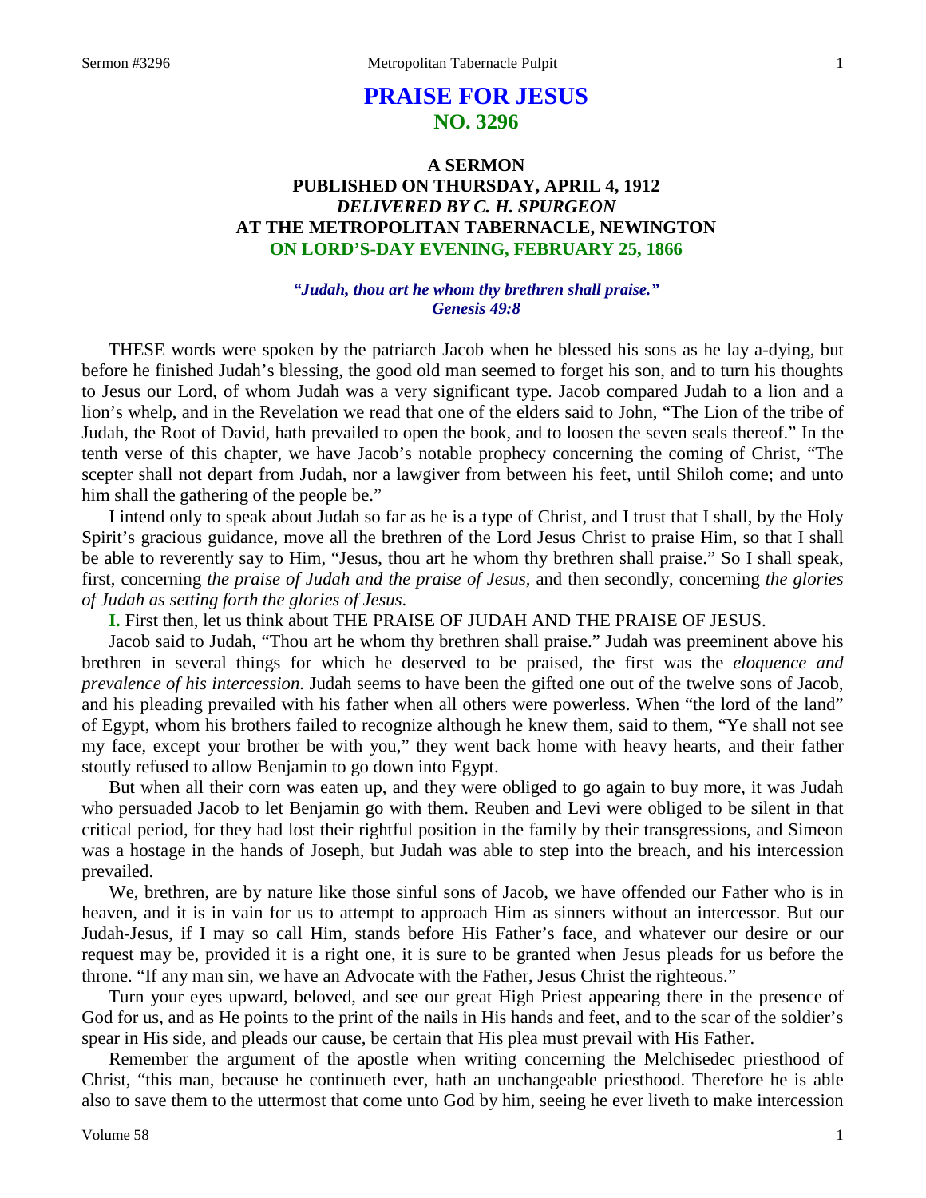# PRAISE FOR JESUS
## NO. 3296

### A SERMON
### PUBLISHED ON THURSDAY, APRIL 4, 1912
### *DELIVERED BY C. H. SPURGEON*
### AT THE METROPOLITAN TABERNACLE, NEWINGTON
### ON LORD'S-DAY EVENING, FEBRUARY 25, 1866

***"Judah, thou art he whom thy brethren shall praise." Genesis 49:8***

THESE words were spoken by the patriarch Jacob when he blessed his sons as he lay a-dying, but before he finished Judah's blessing, the good old man seemed to forget his son, and to turn his thoughts to Jesus our Lord, of whom Judah was a very significant type. Jacob compared Judah to a lion and a lion's whelp, and in the Revelation we read that one of the elders said to John, "The Lion of the tribe of Judah, the Root of David, hath prevailed to open the book, and to loosen the seven seals thereof." In the tenth verse of this chapter, we have Jacob's notable prophecy concerning the coming of Christ, "The scepter shall not depart from Judah, nor a lawgiver from between his feet, until Shiloh come; and unto him shall the gathering of the people be."

I intend only to speak about Judah so far as he is a type of Christ, and I trust that I shall, by the Holy Spirit's gracious guidance, move all the brethren of the Lord Jesus Christ to praise Him, so that I shall be able to reverently say to Him, "Jesus, thou art he whom thy brethren shall praise." So I shall speak, first, concerning *the praise of Judah and the praise of Jesus,* and then secondly, concerning *the glories of Judah as setting forth the glories of Jesus*.

**I.** First then, let us think about THE PRAISE OF JUDAH AND THE PRAISE OF JESUS.

Jacob said to Judah, "Thou art he whom thy brethren shall praise." Judah was preeminent above his brethren in several things for which he deserved to be praised, the first was the *eloquence and prevalence of his intercession*. Judah seems to have been the gifted one out of the twelve sons of Jacob, and his pleading prevailed with his father when all others were powerless. When "the lord of the land" of Egypt, whom his brothers failed to recognize although he knew them, said to them, "Ye shall not see my face, except your brother be with you," they went back home with heavy hearts, and their father stoutly refused to allow Benjamin to go down into Egypt.

But when all their corn was eaten up, and they were obliged to go again to buy more, it was Judah who persuaded Jacob to let Benjamin go with them. Reuben and Levi were obliged to be silent in that critical period, for they had lost their rightful position in the family by their transgressions, and Simeon was a hostage in the hands of Joseph, but Judah was able to step into the breach, and his intercession prevailed.

We, brethren, are by nature like those sinful sons of Jacob, we have offended our Father who is in heaven, and it is in vain for us to attempt to approach Him as sinners without an intercessor. But our Judah-Jesus, if I may so call Him, stands before His Father's face, and whatever our desire or our request may be, provided it is a right one, it is sure to be granted when Jesus pleads for us before the throne. "If any man sin, we have an Advocate with the Father, Jesus Christ the righteous."

Turn your eyes upward, beloved, and see our great High Priest appearing there in the presence of God for us, and as He points to the print of the nails in His hands and feet, and to the scar of the soldier's spear in His side, and pleads our cause, be certain that His plea must prevail with His Father.

Remember the argument of the apostle when writing concerning the Melchisedec priesthood of Christ, "this man, because he continueth ever, hath an unchangeable priesthood. Therefore he is able also to save them to the uttermost that come unto God by him, seeing he ever liveth to make intercession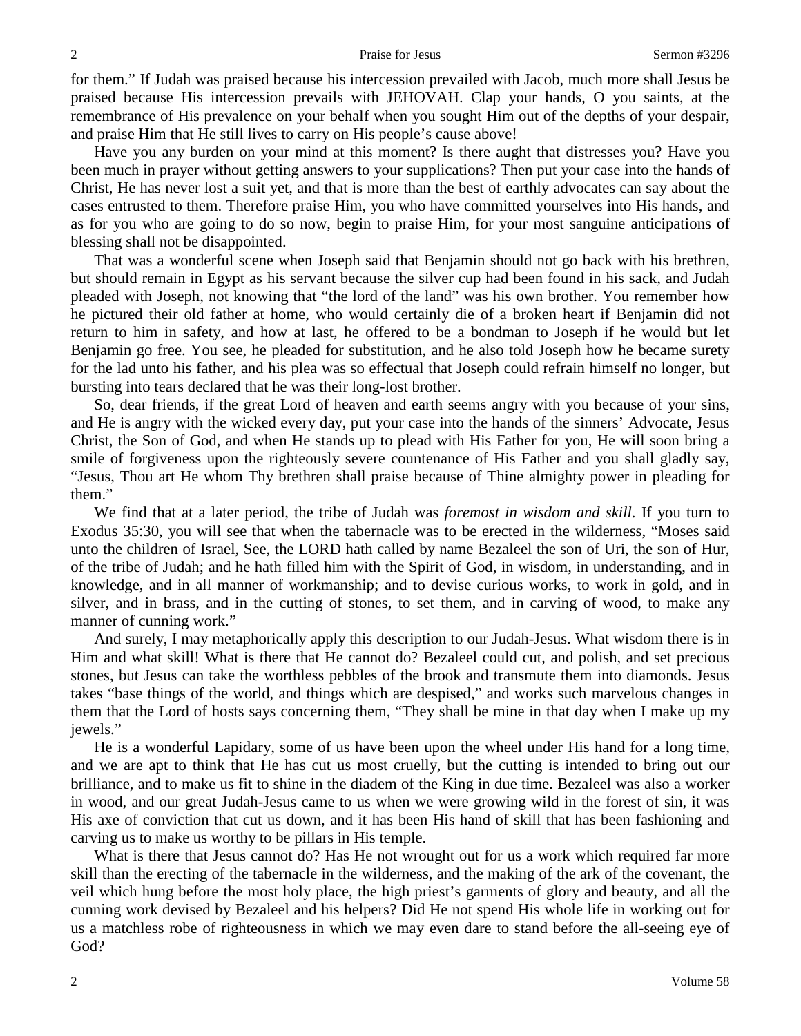for them." If Judah was praised because his intercession prevailed with Jacob, much more shall Jesus be praised because His intercession prevails with JEHOVAH. Clap your hands, O you saints, at the remembrance of His prevalence on your behalf when you sought Him out of the depths of your despair, and praise Him that He still lives to carry on His people's cause above!

Have you any burden on your mind at this moment? Is there aught that distresses you? Have you been much in prayer without getting answers to your supplications? Then put your case into the hands of Christ, He has never lost a suit yet, and that is more than the best of earthly advocates can say about the cases entrusted to them. Therefore praise Him, you who have committed yourselves into His hands, and as for you who are going to do so now, begin to praise Him, for your most sanguine anticipations of blessing shall not be disappointed.

That was a wonderful scene when Joseph said that Benjamin should not go back with his brethren, but should remain in Egypt as his servant because the silver cup had been found in his sack, and Judah pleaded with Joseph, not knowing that "the lord of the land" was his own brother. You remember how he pictured their old father at home, who would certainly die of a broken heart if Benjamin did not return to him in safety, and how at last, he offered to be a bondman to Joseph if he would but let Benjamin go free. You see, he pleaded for substitution, and he also told Joseph how he became surety for the lad unto his father, and his plea was so effectual that Joseph could refrain himself no longer, but bursting into tears declared that he was their long-lost brother.

So, dear friends, if the great Lord of heaven and earth seems angry with you because of your sins, and He is angry with the wicked every day, put your case into the hands of the sinners' Advocate, Jesus Christ, the Son of God, and when He stands up to plead with His Father for you, He will soon bring a smile of forgiveness upon the righteously severe countenance of His Father and you shall gladly say, "Jesus, Thou art He whom Thy brethren shall praise because of Thine almighty power in pleading for them."

We find that at a later period, the tribe of Judah was *foremost in wisdom and skill*. If you turn to Exodus 35:30, you will see that when the tabernacle was to be erected in the wilderness, "Moses said unto the children of Israel, See, the LORD hath called by name Bezaleel the son of Uri, the son of Hur, of the tribe of Judah; and he hath filled him with the Spirit of God, in wisdom, in understanding, and in knowledge, and in all manner of workmanship; and to devise curious works, to work in gold, and in silver, and in brass, and in the cutting of stones, to set them, and in carving of wood, to make any manner of cunning work."

And surely, I may metaphorically apply this description to our Judah-Jesus. What wisdom there is in Him and what skill! What is there that He cannot do? Bezaleel could cut, and polish, and set precious stones, but Jesus can take the worthless pebbles of the brook and transmute them into diamonds. Jesus takes "base things of the world, and things which are despised," and works such marvelous changes in them that the Lord of hosts says concerning them, "They shall be mine in that day when I make up my jewels."

He is a wonderful Lapidary, some of us have been upon the wheel under His hand for a long time, and we are apt to think that He has cut us most cruelly, but the cutting is intended to bring out our brilliance, and to make us fit to shine in the diadem of the King in due time. Bezaleel was also a worker in wood, and our great Judah-Jesus came to us when we were growing wild in the forest of sin, it was His axe of conviction that cut us down, and it has been His hand of skill that has been fashioning and carving us to make us worthy to be pillars in His temple.

What is there that Jesus cannot do? Has He not wrought out for us a work which required far more skill than the erecting of the tabernacle in the wilderness, and the making of the ark of the covenant, the veil which hung before the most holy place, the high priest's garments of glory and beauty, and all the cunning work devised by Bezaleel and his helpers? Did He not spend His whole life in working out for us a matchless robe of righteousness in which we may even dare to stand before the all-seeing eye of God?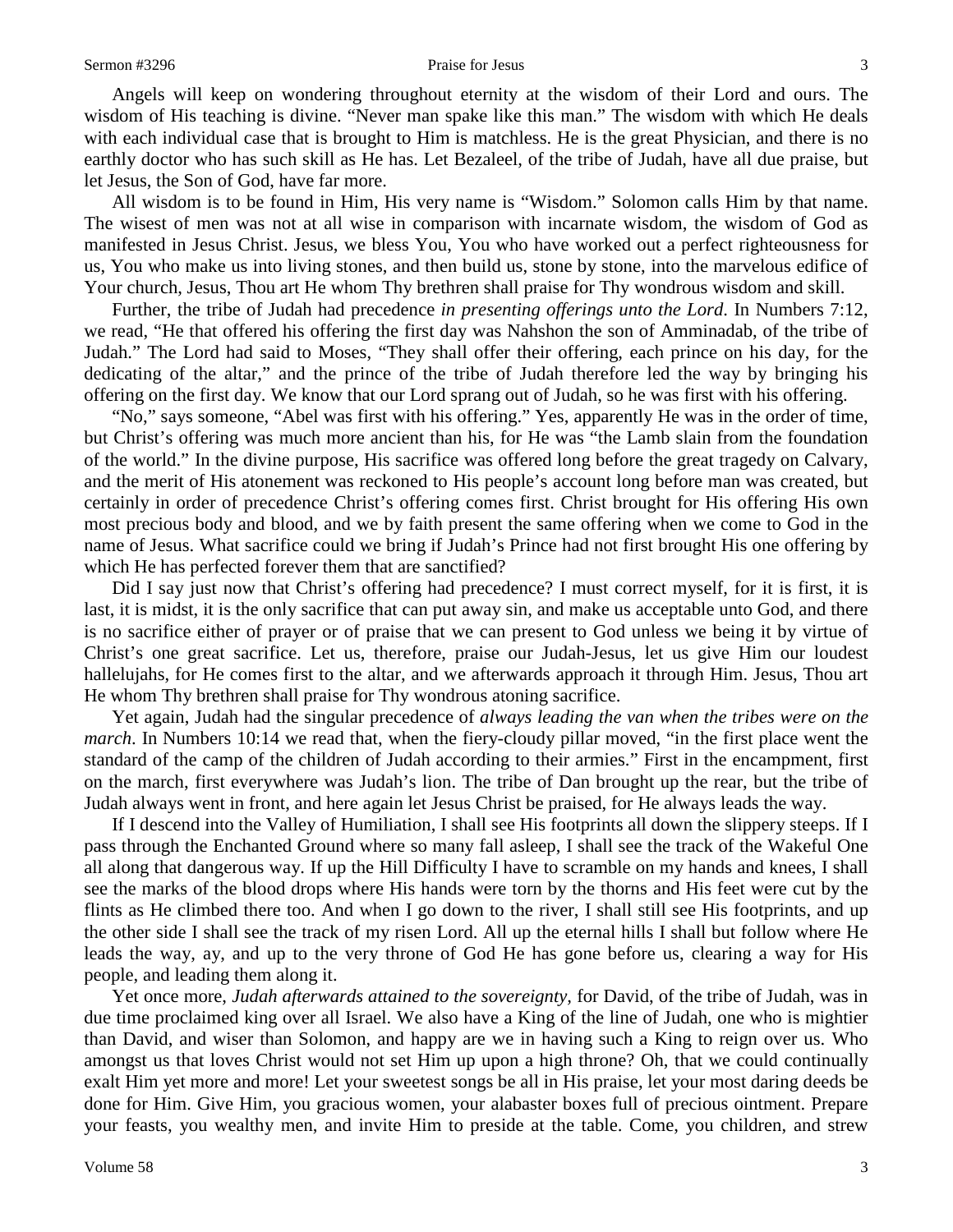Angels will keep on wondering throughout eternity at the wisdom of their Lord and ours. The wisdom of His teaching is divine. "Never man spake like this man." The wisdom with which He deals with each individual case that is brought to Him is matchless. He is the great Physician, and there is no earthly doctor who has such skill as He has. Let Bezaleel, of the tribe of Judah, have all due praise, but let Jesus, the Son of God, have far more.

All wisdom is to be found in Him, His very name is "Wisdom." Solomon calls Him by that name. The wisest of men was not at all wise in comparison with incarnate wisdom, the wisdom of God as manifested in Jesus Christ. Jesus, we bless You, You who have worked out a perfect righteousness for us, You who make us into living stones, and then build us, stone by stone, into the marvelous edifice of Your church, Jesus, Thou art He whom Thy brethren shall praise for Thy wondrous wisdom and skill.

Further, the tribe of Judah had precedence *in presenting offerings unto the Lord*. In Numbers 7:12, we read, "He that offered his offering the first day was Nahshon the son of Amminadab, of the tribe of Judah." The Lord had said to Moses, "They shall offer their offering, each prince on his day, for the dedicating of the altar," and the prince of the tribe of Judah therefore led the way by bringing his offering on the first day. We know that our Lord sprang out of Judah, so he was first with his offering.

"No," says someone, "Abel was first with his offering." Yes, apparently He was in the order of time, but Christ's offering was much more ancient than his, for He was "the Lamb slain from the foundation of the world." In the divine purpose, His sacrifice was offered long before the great tragedy on Calvary, and the merit of His atonement was reckoned to His people's account long before man was created, but certainly in order of precedence Christ's offering comes first. Christ brought for His offering His own most precious body and blood, and we by faith present the same offering when we come to God in the name of Jesus. What sacrifice could we bring if Judah's Prince had not first brought His one offering by which He has perfected forever them that are sanctified?

Did I say just now that Christ's offering had precedence? I must correct myself, for it is first, it is last, it is midst, it is the only sacrifice that can put away sin, and make us acceptable unto God, and there is no sacrifice either of prayer or of praise that we can present to God unless we being it by virtue of Christ's one great sacrifice. Let us, therefore, praise our Judah-Jesus, let us give Him our loudest hallelujahs, for He comes first to the altar, and we afterwards approach it through Him. Jesus, Thou art He whom Thy brethren shall praise for Thy wondrous atoning sacrifice.

Yet again, Judah had the singular precedence of *always leading the van when the tribes were on the march*. In Numbers 10:14 we read that, when the fiery-cloudy pillar moved, "in the first place went the standard of the camp of the children of Judah according to their armies." First in the encampment, first on the march, first everywhere was Judah's lion. The tribe of Dan brought up the rear, but the tribe of Judah always went in front, and here again let Jesus Christ be praised, for He always leads the way.

If I descend into the Valley of Humiliation, I shall see His footprints all down the slippery steeps. If I pass through the Enchanted Ground where so many fall asleep, I shall see the track of the Wakeful One all along that dangerous way. If up the Hill Difficulty I have to scramble on my hands and knees, I shall see the marks of the blood drops where His hands were torn by the thorns and His feet were cut by the flints as He climbed there too. And when I go down to the river, I shall still see His footprints, and up the other side I shall see the track of my risen Lord. All up the eternal hills I shall but follow where He leads the way, ay, and up to the very throne of God He has gone before us, clearing a way for His people, and leading them along it.

Yet once more, *Judah afterwards attained to the sovereignty*, for David, of the tribe of Judah, was in due time proclaimed king over all Israel. We also have a King of the line of Judah, one who is mightier than David, and wiser than Solomon, and happy are we in having such a King to reign over us. Who amongst us that loves Christ would not set Him up upon a high throne? Oh, that we could continually exalt Him yet more and more! Let your sweetest songs be all in His praise, let your most daring deeds be done for Him. Give Him, you gracious women, your alabaster boxes full of precious ointment. Prepare your feasts, you wealthy men, and invite Him to preside at the table. Come, you children, and strew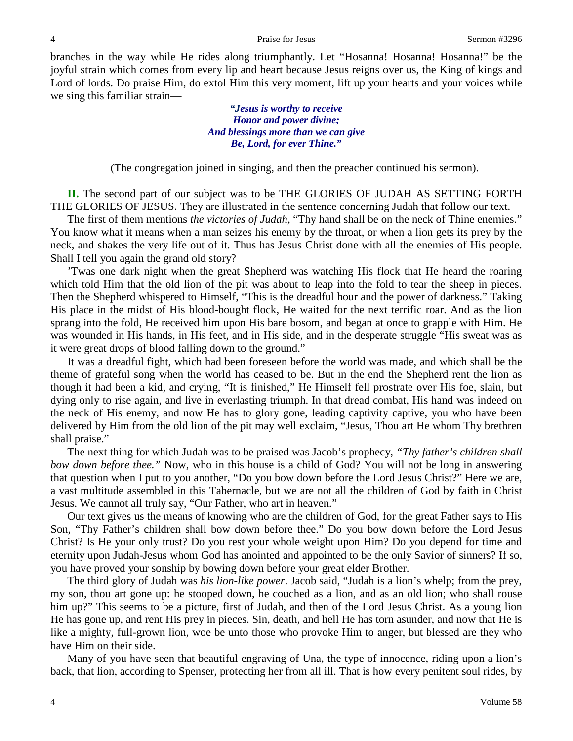branches in the way while He rides along triumphantly. Let "Hosanna! Hosanna! Hosanna!" be the joyful strain which comes from every lip and heart because Jesus reigns over us, the King of kings and Lord of lords. Do praise Him, do extol Him this very moment, lift up your hearts and your voices while we sing this familiar strain—

> ***"Jesus is worthy to receive***
> ***Honor and power divine;***
> ***And blessings more than we can give***
> ***Be, Lord, for ever Thine."***

(The congregation joined in singing, and then the preacher continued his sermon).

**II.** The second part of our subject was to be THE GLORIES OF JUDAH AS SETTING FORTH THE GLORIES OF JESUS. They are illustrated in the sentence concerning Judah that follow our text.

The first of them mentions *the victories of Judah,* "Thy hand shall be on the neck of Thine enemies." You know what it means when a man seizes his enemy by the throat, or when a lion gets its prey by the neck, and shakes the very life out of it. Thus has Jesus Christ done with all the enemies of His people. Shall I tell you again the grand old story?

'Twas one dark night when the great Shepherd was watching His flock that He heard the roaring which told Him that the old lion of the pit was about to leap into the fold to tear the sheep in pieces. Then the Shepherd whispered to Himself, "This is the dreadful hour and the power of darkness." Taking His place in the midst of His blood-bought flock, He waited for the next terrific roar. And as the lion sprang into the fold, He received him upon His bare bosom, and began at once to grapple with Him. He was wounded in His hands, in His feet, and in His side, and in the desperate struggle "His sweat was as it were great drops of blood falling down to the ground."

It was a dreadful fight, which had been foreseen before the world was made, and which shall be the theme of grateful song when the world has ceased to be. But in the end the Shepherd rent the lion as though it had been a kid, and crying, "It is finished," He Himself fell prostrate over His foe, slain, but dying only to rise again, and live in everlasting triumph. In that dread combat, His hand was indeed on the neck of His enemy, and now He has to glory gone, leading captivity captive, you who have been delivered by Him from the old lion of the pit may well exclaim, "Jesus, Thou art He whom Thy brethren shall praise."

The next thing for which Judah was to be praised was Jacob's prophecy, *"Thy father's children shall bow down before thee."* Now, who in this house is a child of God? You will not be long in answering that question when I put to you another, "Do you bow down before the Lord Jesus Christ?" Here we are, a vast multitude assembled in this Tabernacle, but we are not all the children of God by faith in Christ Jesus. We cannot all truly say, "Our Father, who art in heaven."

Our text gives us the means of knowing who are the children of God, for the great Father says to His Son, "Thy Father's children shall bow down before thee." Do you bow down before the Lord Jesus Christ? Is He your only trust? Do you rest your whole weight upon Him? Do you depend for time and eternity upon Judah-Jesus whom God has anointed and appointed to be the only Savior of sinners? If so, you have proved your sonship by bowing down before your great elder Brother.

The third glory of Judah was *his lion-like power*. Jacob said, "Judah is a lion's whelp; from the prey, my son, thou art gone up: he stooped down, he couched as a lion, and as an old lion; who shall rouse him up?" This seems to be a picture, first of Judah, and then of the Lord Jesus Christ. As a young lion He has gone up, and rent His prey in pieces. Sin, death, and hell He has torn asunder, and now that He is like a mighty, full-grown lion, woe be unto those who provoke Him to anger, but blessed are they who have Him on their side.

Many of you have seen that beautiful engraving of Una, the type of innocence, riding upon a lion's back, that lion, according to Spenser, protecting her from all ill. That is how every penitent soul rides, by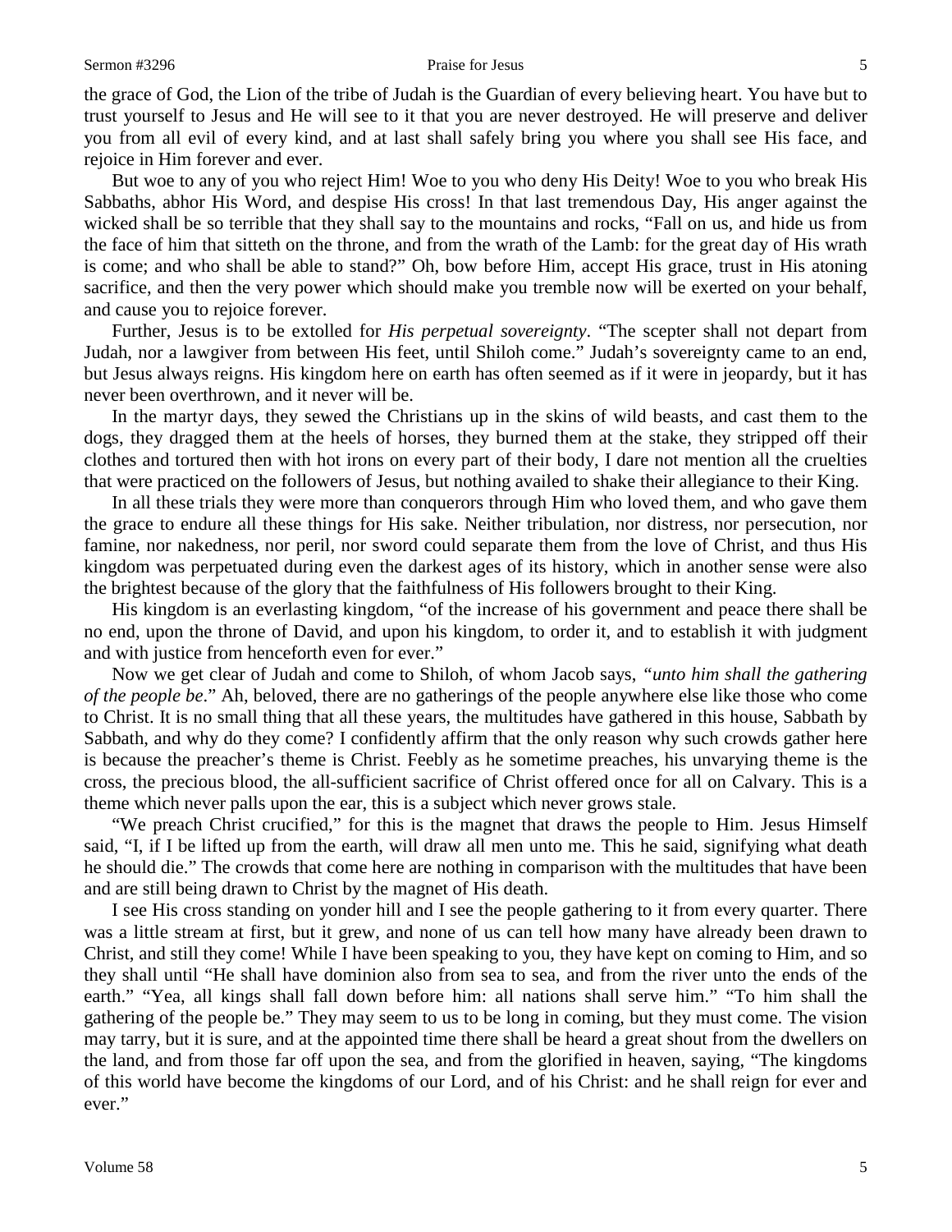the grace of God, the Lion of the tribe of Judah is the Guardian of every believing heart. You have but to trust yourself to Jesus and He will see to it that you are never destroyed. He will preserve and deliver you from all evil of every kind, and at last shall safely bring you where you shall see His face, and rejoice in Him forever and ever.

But woe to any of you who reject Him! Woe to you who deny His Deity! Woe to you who break His Sabbaths, abhor His Word, and despise His cross! In that last tremendous Day, His anger against the wicked shall be so terrible that they shall say to the mountains and rocks, "Fall on us, and hide us from the face of him that sitteth on the throne, and from the wrath of the Lamb: for the great day of His wrath is come; and who shall be able to stand?" Oh, bow before Him, accept His grace, trust in His atoning sacrifice, and then the very power which should make you tremble now will be exerted on your behalf, and cause you to rejoice forever.

Further, Jesus is to be extolled for *His perpetual sovereignty*. "The scepter shall not depart from Judah, nor a lawgiver from between His feet, until Shiloh come." Judah's sovereignty came to an end, but Jesus always reigns. His kingdom here on earth has often seemed as if it were in jeopardy, but it has never been overthrown, and it never will be.

In the martyr days, they sewed the Christians up in the skins of wild beasts, and cast them to the dogs, they dragged them at the heels of horses, they burned them at the stake, they stripped off their clothes and tortured then with hot irons on every part of their body, I dare not mention all the cruelties that were practiced on the followers of Jesus, but nothing availed to shake their allegiance to their King.

In all these trials they were more than conquerors through Him who loved them, and who gave them the grace to endure all these things for His sake. Neither tribulation, nor distress, nor persecution, nor famine, nor nakedness, nor peril, nor sword could separate them from the love of Christ, and thus His kingdom was perpetuated during even the darkest ages of its history, which in another sense were also the brightest because of the glory that the faithfulness of His followers brought to their King.

His kingdom is an everlasting kingdom, "of the increase of his government and peace there shall be no end, upon the throne of David, and upon his kingdom, to order it, and to establish it with judgment and with justice from henceforth even for ever."

Now we get clear of Judah and come to Shiloh, of whom Jacob says, *"unto him shall the gathering of the people be*." Ah, beloved, there are no gatherings of the people anywhere else like those who come to Christ. It is no small thing that all these years, the multitudes have gathered in this house, Sabbath by Sabbath, and why do they come? I confidently affirm that the only reason why such crowds gather here is because the preacher's theme is Christ. Feebly as he sometime preaches, his unvarying theme is the cross, the precious blood, the all-sufficient sacrifice of Christ offered once for all on Calvary. This is a theme which never palls upon the ear, this is a subject which never grows stale.

"We preach Christ crucified," for this is the magnet that draws the people to Him. Jesus Himself said, "I, if I be lifted up from the earth, will draw all men unto me. This he said, signifying what death he should die." The crowds that come here are nothing in comparison with the multitudes that have been and are still being drawn to Christ by the magnet of His death.

I see His cross standing on yonder hill and I see the people gathering to it from every quarter. There was a little stream at first, but it grew, and none of us can tell how many have already been drawn to Christ, and still they come! While I have been speaking to you, they have kept on coming to Him, and so they shall until "He shall have dominion also from sea to sea, and from the river unto the ends of the earth." "Yea, all kings shall fall down before him: all nations shall serve him." "To him shall the gathering of the people be." They may seem to us to be long in coming, but they must come. The vision may tarry, but it is sure, and at the appointed time there shall be heard a great shout from the dwellers on the land, and from those far off upon the sea, and from the glorified in heaven, saying, "The kingdoms of this world have become the kingdoms of our Lord, and of his Christ: and he shall reign for ever and ever."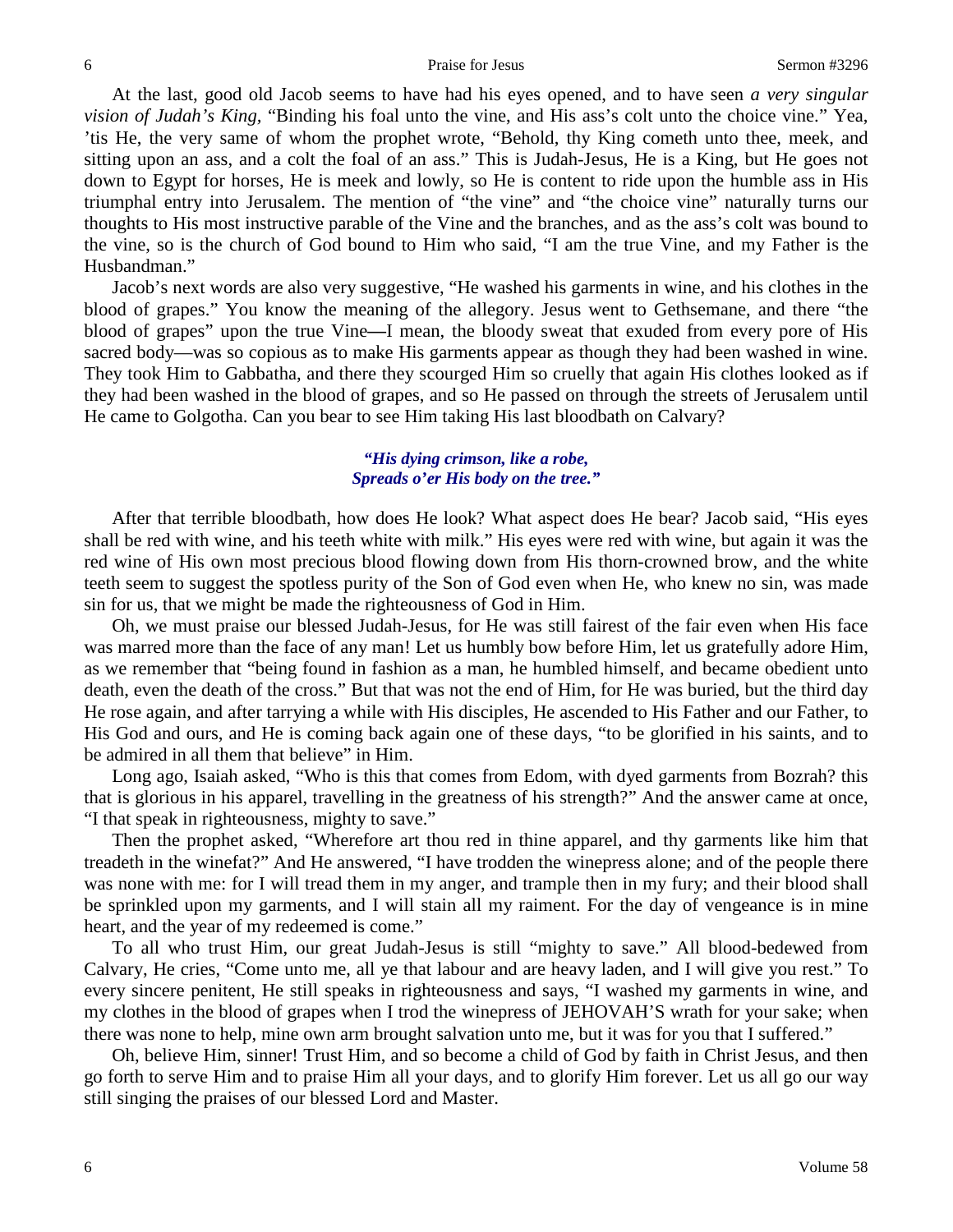At the last, good old Jacob seems to have had his eyes opened, and to have seen *a very singular vision of Judah's King*, "Binding his foal unto the vine, and His ass's colt unto the choice vine." Yea, 'tis He, the very same of whom the prophet wrote, "Behold, thy King cometh unto thee, meek, and sitting upon an ass, and a colt the foal of an ass." This is Judah-Jesus, He is a King, but He goes not down to Egypt for horses, He is meek and lowly, so He is content to ride upon the humble ass in His triumphal entry into Jerusalem. The mention of "the vine" and "the choice vine" naturally turns our thoughts to His most instructive parable of the Vine and the branches, and as the ass's colt was bound to the vine, so is the church of God bound to Him who said, "I am the true Vine, and my Father is the Husbandman."

Jacob's next words are also very suggestive, "He washed his garments in wine, and his clothes in the blood of grapes." You know the meaning of the allegory. Jesus went to Gethsemane, and there "the blood of grapes" upon the true Vine—I mean, the bloody sweat that exuded from every pore of His sacred body—was so copious as to make His garments appear as though they had been washed in wine. They took Him to Gabbatha, and there they scourged Him so cruelly that again His clothes looked as if they had been washed in the blood of grapes, and so He passed on through the streets of Jerusalem until He came to Golgotha. Can you bear to see Him taking His last bloodbath on Calvary?

***"His dying crimson, like a robe,***
***Spreads o'er His body on the tree."***

After that terrible bloodbath, how does He look? What aspect does He bear? Jacob said, "His eyes shall be red with wine, and his teeth white with milk." His eyes were red with wine, but again it was the red wine of His own most precious blood flowing down from His thorn-crowned brow, and the white teeth seem to suggest the spotless purity of the Son of God even when He, who knew no sin, was made sin for us, that we might be made the righteousness of God in Him.

Oh, we must praise our blessed Judah-Jesus, for He was still fairest of the fair even when His face was marred more than the face of any man! Let us humbly bow before Him, let us gratefully adore Him, as we remember that "being found in fashion as a man, he humbled himself, and became obedient unto death, even the death of the cross." But that was not the end of Him, for He was buried, but the third day He rose again, and after tarrying a while with His disciples, He ascended to His Father and our Father, to His God and ours, and He is coming back again one of these days, "to be glorified in his saints, and to be admired in all them that believe" in Him.

Long ago, Isaiah asked, "Who is this that comes from Edom, with dyed garments from Bozrah? this that is glorious in his apparel, travelling in the greatness of his strength?" And the answer came at once, "I that speak in righteousness, mighty to save."

Then the prophet asked, "Wherefore art thou red in thine apparel, and thy garments like him that treadeth in the winefat?" And He answered, "I have trodden the winepress alone; and of the people there was none with me: for I will tread them in my anger, and trample then in my fury; and their blood shall be sprinkled upon my garments, and I will stain all my raiment. For the day of vengeance is in mine heart, and the year of my redeemed is come."

To all who trust Him, our great Judah-Jesus is still "mighty to save." All blood-bedewed from Calvary, He cries, "Come unto me, all ye that labour and are heavy laden, and I will give you rest." To every sincere penitent, He still speaks in righteousness and says, "I washed my garments in wine, and my clothes in the blood of grapes when I trod the winepress of JEHOVAH'S wrath for your sake; when there was none to help, mine own arm brought salvation unto me, but it was for you that I suffered."

Oh, believe Him, sinner! Trust Him, and so become a child of God by faith in Christ Jesus, and then go forth to serve Him and to praise Him all your days, and to glorify Him forever. Let us all go our way still singing the praises of our blessed Lord and Master.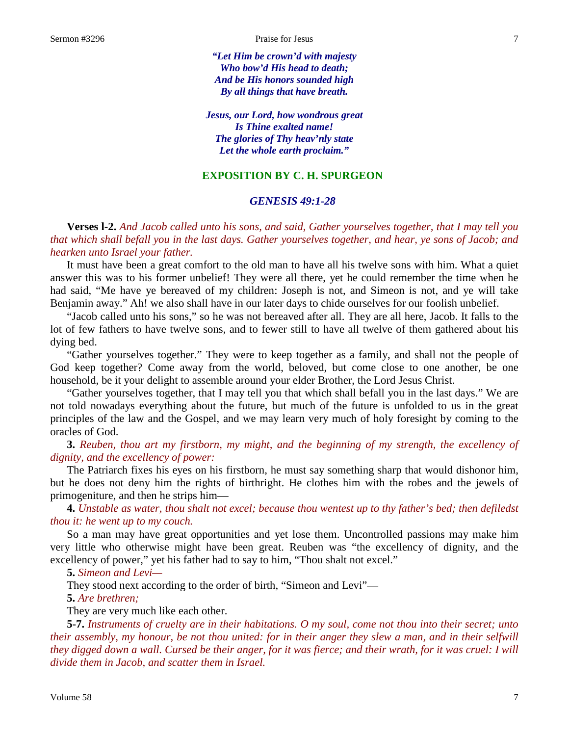*"Let Him be crown'd with majesty*
*Who bow'd His head to death;*
*And be His honors sounded high*
*By all things that have breath.*

*Jesus, our Lord, how wondrous great*
*Is Thine exalted name!*
*The glories of Thy heav'nly state*
*Let the whole earth proclaim."*

## EXPOSITION BY C. H. SPURGEON

### *GENESIS 49:1-28*

**Verses l-2.** *And Jacob called unto his sons, and said, Gather yourselves together, that I may tell you that which shall befall you in the last days. Gather yourselves together, and hear, ye sons of Jacob; and hearken unto Israel your father.*

It must have been a great comfort to the old man to have all his twelve sons with him. What a quiet answer this was to his former unbelief! They were all there, yet he could remember the time when he had said, "Me have ye bereaved of my children: Joseph is not, and Simeon is not, and ye will take Benjamin away." Ah! we also shall have in our later days to chide ourselves for our foolish unbelief.

"Jacob called unto his sons," so he was not bereaved after all. They are all here, Jacob. It falls to the lot of few fathers to have twelve sons, and to fewer still to have all twelve of them gathered about his dying bed.

"Gather yourselves together." They were to keep together as a family, and shall not the people of God keep together? Come away from the world, beloved, but come close to one another, be one household, be it your delight to assemble around your elder Brother, the Lord Jesus Christ.

"Gather yourselves together, that I may tell you that which shall befall you in the last days." We are not told nowadays everything about the future, but much of the future is unfolded to us in the great principles of the law and the Gospel, and we may learn very much of holy foresight by coming to the oracles of God.

**3.** *Reuben, thou art my firstborn, my might, and the beginning of my strength, the excellency of dignity, and the excellency of power:*

The Patriarch fixes his eyes on his firstborn, he must say something sharp that would dishonor him, but he does not deny him the rights of birthright. He clothes him with the robes and the jewels of primogeniture, and then he strips him—

**4.** *Unstable as water, thou shalt not excel; because thou wentest up to thy father's bed; then defiledst thou it: he went up to my couch.*

So a man may have great opportunities and yet lose them. Uncontrolled passions may make him very little who otherwise might have been great. Reuben was "the excellency of dignity, and the excellency of power," yet his father had to say to him, "Thou shalt not excel."

**5.** *Simeon and Levi—*

They stood next according to the order of birth, "Simeon and Levi"—

**5.** *Are brethren;*

They are very much like each other.

**5-7.** *Instruments of cruelty are in their habitations. O my soul, come not thou into their secret; unto their assembly, my honour, be not thou united: for in their anger they slew a man, and in their selfwill they digged down a wall. Cursed be their anger, for it was fierce; and their wrath, for it was cruel: I will divide them in Jacob, and scatter them in Israel.*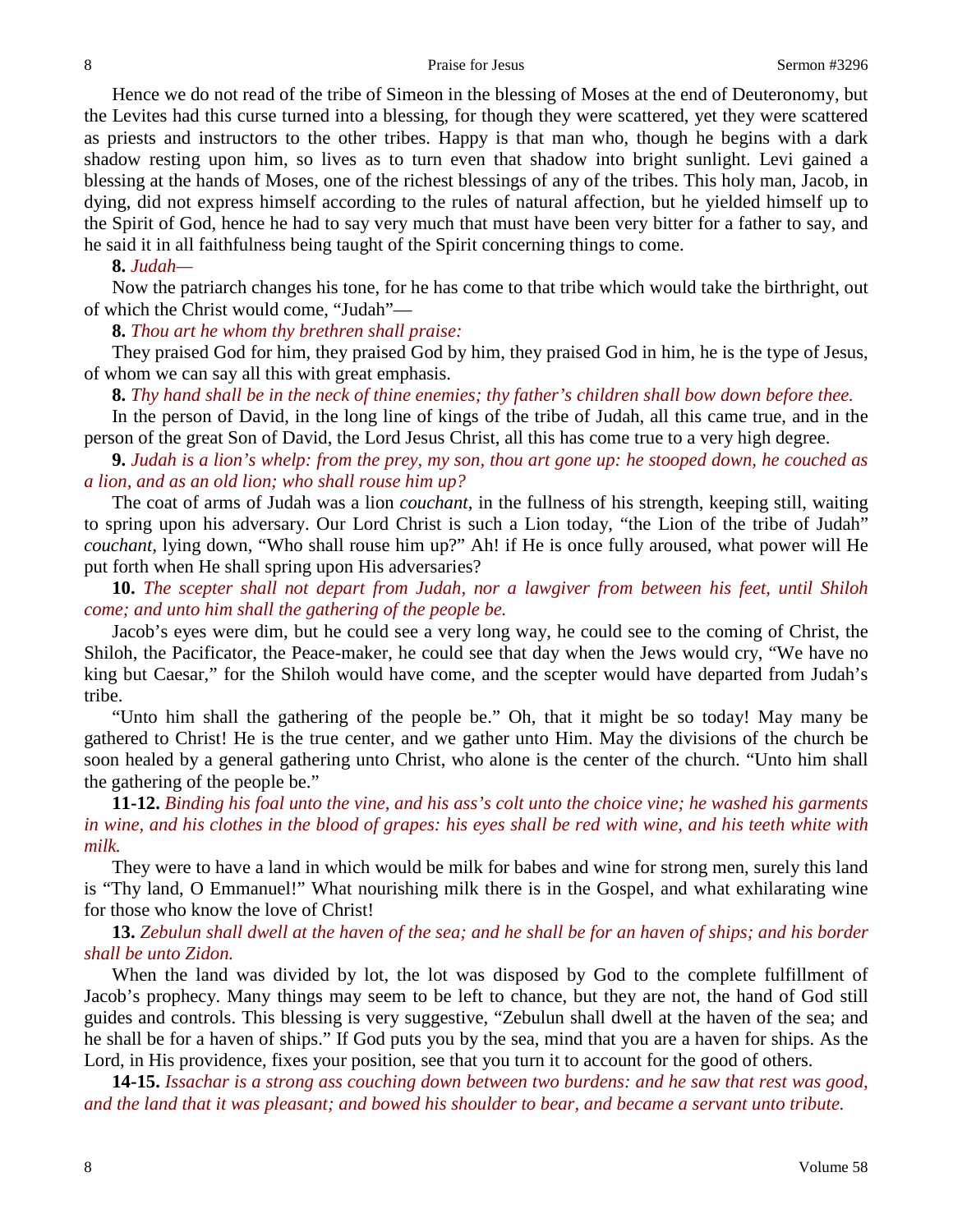Hence we do not read of the tribe of Simeon in the blessing of Moses at the end of Deuteronomy, but the Levites had this curse turned into a blessing, for though they were scattered, yet they were scattered as priests and instructors to the other tribes. Happy is that man who, though he begins with a dark shadow resting upon him, so lives as to turn even that shadow into bright sunlight. Levi gained a blessing at the hands of Moses, one of the richest blessings of any of the tribes. This holy man, Jacob, in dying, did not express himself according to the rules of natural affection, but he yielded himself up to the Spirit of God, hence he had to say very much that must have been very bitter for a father to say, and he said it in all faithfulness being taught of the Spirit concerning things to come.

**8.** *Judah—*

Now the patriarch changes his tone, for he has come to that tribe which would take the birthright, out of which the Christ would come, "Judah"—

**8.** *Thou art he whom thy brethren shall praise:*

They praised God for him, they praised God by him, they praised God in him, he is the type of Jesus, of whom we can say all this with great emphasis.

**8.** *Thy hand shall be in the neck of thine enemies; thy father's children shall bow down before thee.*

In the person of David, in the long line of kings of the tribe of Judah, all this came true, and in the person of the great Son of David, the Lord Jesus Christ, all this has come true to a very high degree.

**9.** *Judah is a lion's whelp: from the prey, my son, thou art gone up: he stooped down, he couched as a lion, and as an old lion; who shall rouse him up?*

The coat of arms of Judah was a lion *couchant,* in the fullness of his strength, keeping still, waiting to spring upon his adversary. Our Lord Christ is such a Lion today, "the Lion of the tribe of Judah" *couchant,* lying down, "Who shall rouse him up?" Ah! if He is once fully aroused, what power will He put forth when He shall spring upon His adversaries?

**10.** *The scepter shall not depart from Judah, nor a lawgiver from between his feet, until Shiloh come; and unto him shall the gathering of the people be.*

Jacob's eyes were dim, but he could see a very long way, he could see to the coming of Christ, the Shiloh, the Pacificator, the Peace-maker, he could see that day when the Jews would cry, "We have no king but Caesar," for the Shiloh would have come, and the scepter would have departed from Judah's tribe.

"Unto him shall the gathering of the people be." Oh, that it might be so today! May many be gathered to Christ! He is the true center, and we gather unto Him. May the divisions of the church be soon healed by a general gathering unto Christ, who alone is the center of the church. "Unto him shall the gathering of the people be."

**11-12.** *Binding his foal unto the vine, and his ass's colt unto the choice vine; he washed his garments in wine, and his clothes in the blood of grapes: his eyes shall be red with wine, and his teeth white with milk.*

They were to have a land in which would be milk for babes and wine for strong men, surely this land is "Thy land, O Emmanuel!" What nourishing milk there is in the Gospel, and what exhilarating wine for those who know the love of Christ!

**13.** *Zebulun shall dwell at the haven of the sea; and he shall be for an haven of ships; and his border shall be unto Zidon.*

When the land was divided by lot, the lot was disposed by God to the complete fulfillment of Jacob's prophecy. Many things may seem to be left to chance, but they are not, the hand of God still guides and controls. This blessing is very suggestive, "Zebulun shall dwell at the haven of the sea; and he shall be for a haven of ships." If God puts you by the sea, mind that you are a haven for ships. As the Lord, in His providence, fixes your position, see that you turn it to account for the good of others.

**14-15.** *Issachar is a strong ass couching down between two burdens: and he saw that rest was good, and the land that it was pleasant; and bowed his shoulder to bear, and became a servant unto tribute.*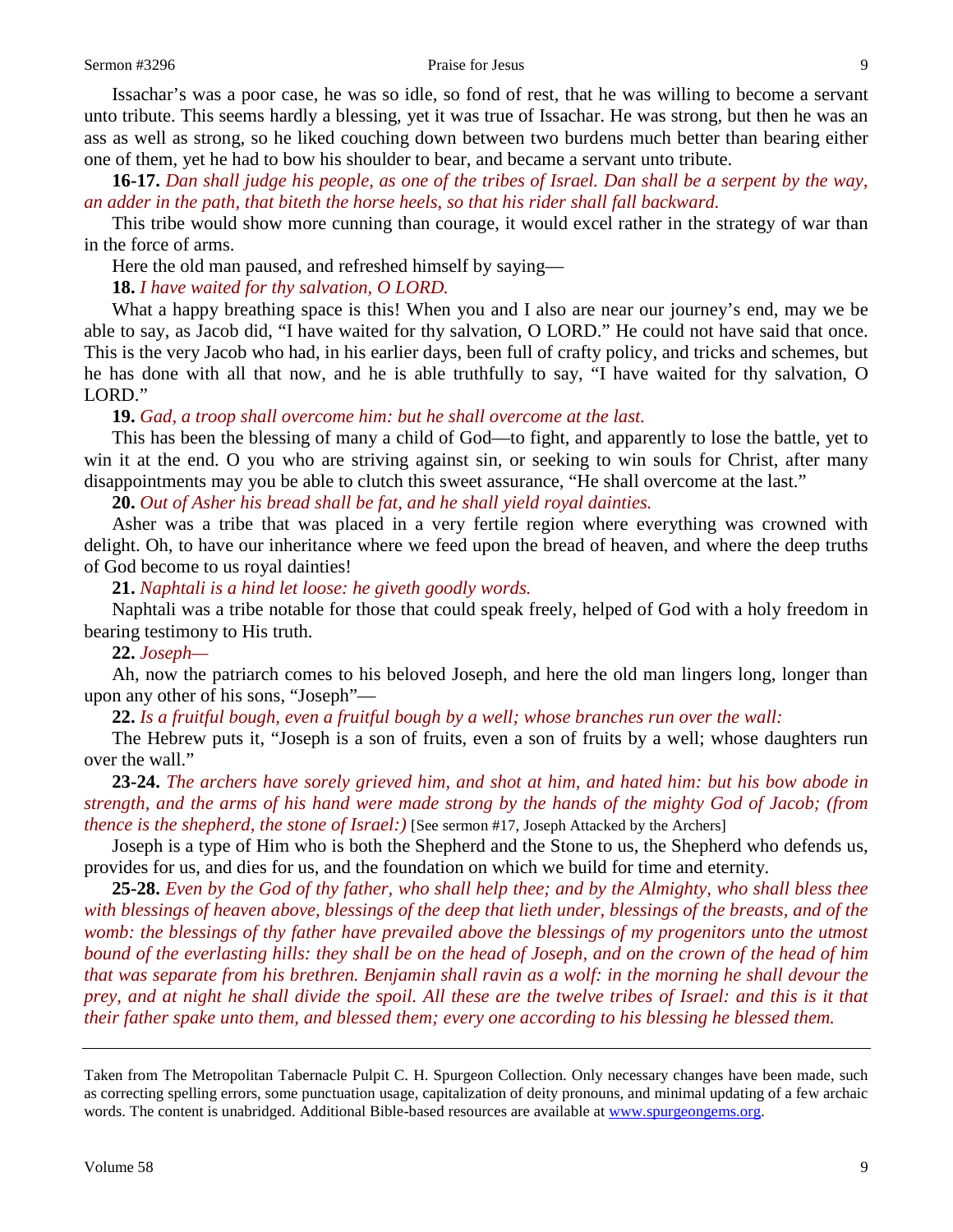Issachar's was a poor case, he was so idle, so fond of rest, that he was willing to become a servant unto tribute. This seems hardly a blessing, yet it was true of Issachar. He was strong, but then he was an ass as well as strong, so he liked couching down between two burdens much better than bearing either one of them, yet he had to bow his shoulder to bear, and became a servant unto tribute.

**16-17.** *Dan shall judge his people, as one of the tribes of Israel. Dan shall be a serpent by the way, an adder in the path, that biteth the horse heels, so that his rider shall fall backward.*

This tribe would show more cunning than courage, it would excel rather in the strategy of war than in the force of arms.

Here the old man paused, and refreshed himself by saying—

**18.** *I have waited for thy salvation, O LORD.*

What a happy breathing space is this! When you and I also are near our journey's end, may we be able to say, as Jacob did, "I have waited for thy salvation, O LORD." He could not have said that once. This is the very Jacob who had, in his earlier days, been full of crafty policy, and tricks and schemes, but he has done with all that now, and he is able truthfully to say, "I have waited for thy salvation, O LORD."

**19.** *Gad, a troop shall overcome him: but he shall overcome at the last.*

This has been the blessing of many a child of God—to fight, and apparently to lose the battle, yet to win it at the end. O you who are striving against sin, or seeking to win souls for Christ, after many disappointments may you be able to clutch this sweet assurance, "He shall overcome at the last."

**20.** *Out of Asher his bread shall be fat, and he shall yield royal dainties.*

Asher was a tribe that was placed in a very fertile region where everything was crowned with delight. Oh, to have our inheritance where we feed upon the bread of heaven, and where the deep truths of God become to us royal dainties!

**21.** *Naphtali is a hind let loose: he giveth goodly words.*

Naphtali was a tribe notable for those that could speak freely, helped of God with a holy freedom in bearing testimony to His truth.

**22.** *Joseph—*

Ah, now the patriarch comes to his beloved Joseph, and here the old man lingers long, longer than upon any other of his sons, "Joseph"—

**22.** *Is a fruitful bough, even a fruitful bough by a well; whose branches run over the wall:*

The Hebrew puts it, "Joseph is a son of fruits, even a son of fruits by a well; whose daughters run over the wall."

**23-24.** *The archers have sorely grieved him, and shot at him, and hated him: but his bow abode in strength, and the arms of his hand were made strong by the hands of the mighty God of Jacob; (from thence is the shepherd, the stone of Israel:)* [See sermon #17, Joseph Attacked by the Archers]

Joseph is a type of Him who is both the Shepherd and the Stone to us, the Shepherd who defends us, provides for us, and dies for us, and the foundation on which we build for time and eternity.

**25-28.** *Even by the God of thy father, who shall help thee; and by the Almighty, who shall bless thee with blessings of heaven above, blessings of the deep that lieth under, blessings of the breasts, and of the womb: the blessings of thy father have prevailed above the blessings of my progenitors unto the utmost bound of the everlasting hills: they shall be on the head of Joseph, and on the crown of the head of him that was separate from his brethren. Benjamin shall ravin as a wolf: in the morning he shall devour the prey, and at night he shall divide the spoil. All these are the twelve tribes of Israel: and this is it that their father spake unto them, and blessed them; every one according to his blessing he blessed them.*

---

Taken from The Metropolitan Tabernacle Pulpit C. H. Spurgeon Collection. Only necessary changes have been made, such as correcting spelling errors, some punctuation usage, capitalization of deity pronouns, and minimal updating of a few archaic words. The content is unabridged. Additional Bible-based resources are available at www.spurgeongems.org.